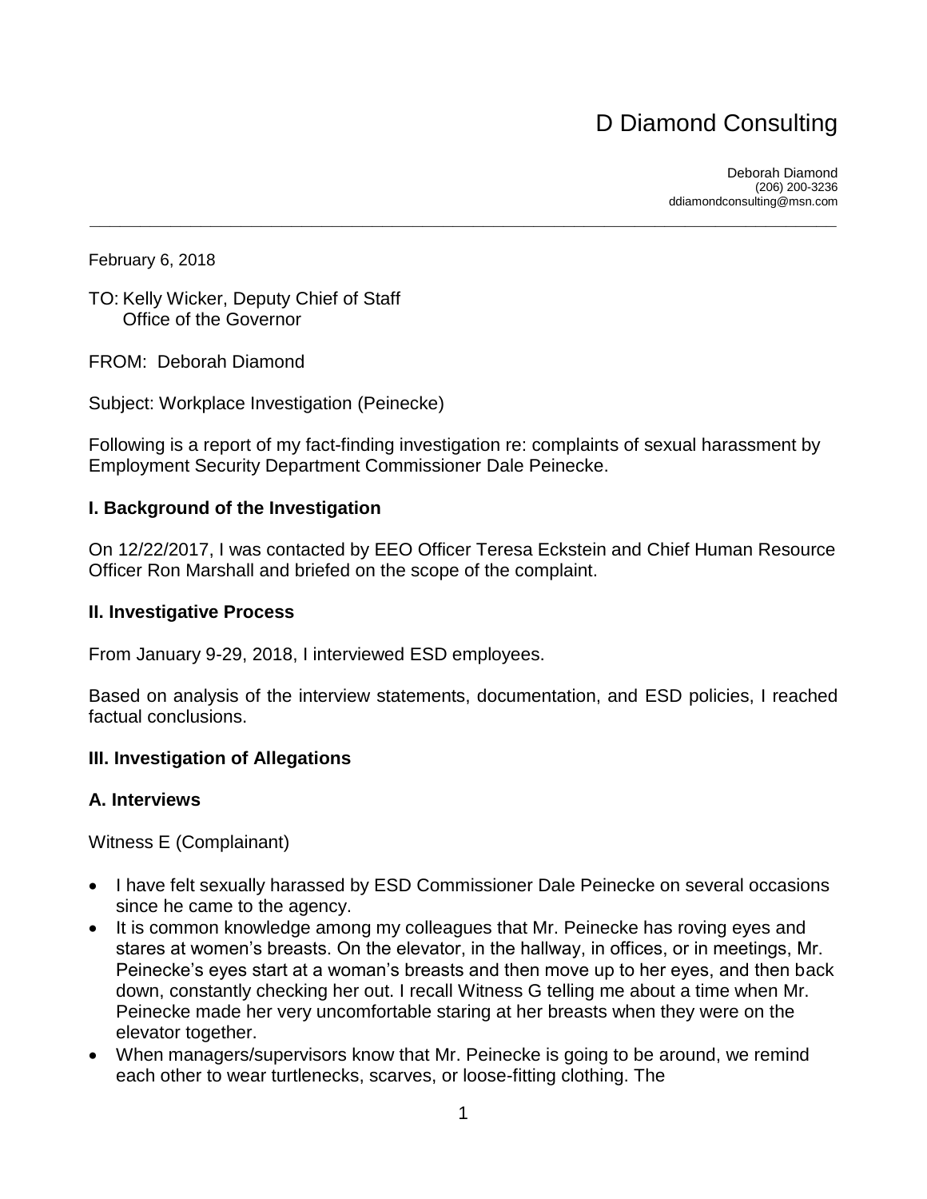# D Diamond Consulting

Deborah Diamond
(206) 200-3236
ddiamondconsulting@msn.com

---

February 6, 2018

TO: Kelly Wicker, Deputy Chief of Staff
Office of the Governor

FROM: Deborah Diamond

Subject: Workplace Investigation (Peinecke)

Following is a report of my fact-finding investigation re: complaints of sexual harassment by Employment Security Department Commissioner Dale Peinecke.

## I. Background of the Investigation

On 12/22/2017, I was contacted by EEO Officer Teresa Eckstein and Chief Human Resource Officer Ron Marshall and briefed on the scope of the complaint.

## II. Investigative Process

From January 9-29, 2018, I interviewed ESD employees.

Based on analysis of the interview statements, documentation, and ESD policies, I reached factual conclusions.

## III. Investigation of Allegations

## A. Interviews

Witness E (Complainant)

- I have felt sexually harassed by ESD Commissioner Dale Peinecke on several occasions since he came to the agency.
- It is common knowledge among my colleagues that Mr. Peinecke has roving eyes and stares at women's breasts. On the elevator, in the hallway, in offices, or in meetings, Mr. Peinecke's eyes start at a woman's breasts and then move up to her eyes, and then back down, constantly checking her out. I recall Witness G telling me about a time when Mr. Peinecke made her very uncomfortable staring at her breasts when they were on the elevator together.
- When managers/supervisors know that Mr. Peinecke is going to be around, we remind each other to wear turtlenecks, scarves, or loose-fitting clothing. The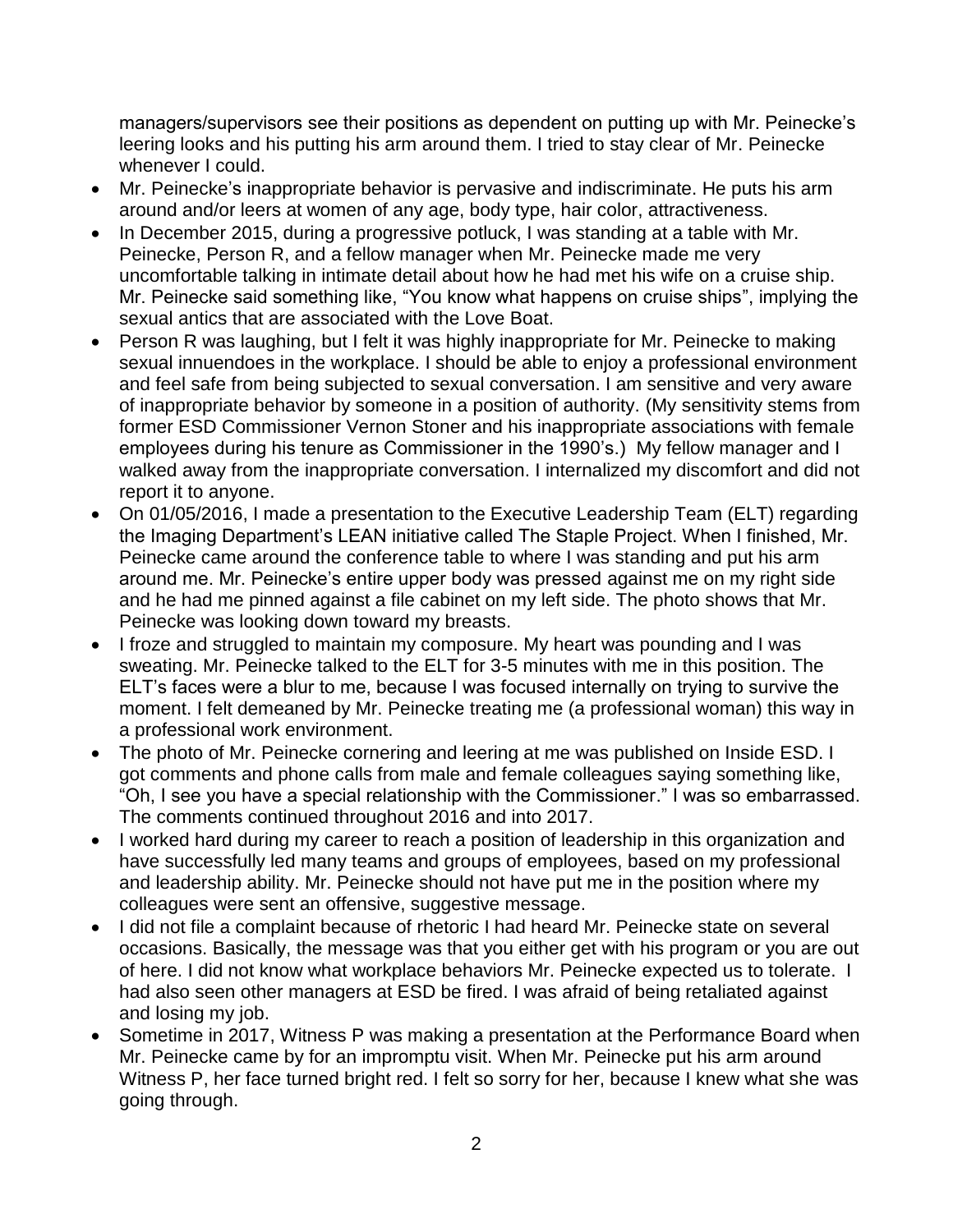managers/supervisors see their positions as dependent on putting up with Mr. Peinecke's leering looks and his putting his arm around them. I tried to stay clear of Mr. Peinecke whenever I could.

- Mr. Peinecke's inappropriate behavior is pervasive and indiscriminate. He puts his arm around and/or leers at women of any age, body type, hair color, attractiveness.
- In December 2015, during a progressive potluck, I was standing at a table with Mr. Peinecke, Person R, and a fellow manager when Mr. Peinecke made me very uncomfortable talking in intimate detail about how he had met his wife on a cruise ship. Mr. Peinecke said something like, "You know what happens on cruise ships", implying the sexual antics that are associated with the Love Boat.
- Person R was laughing, but I felt it was highly inappropriate for Mr. Peinecke to making sexual innuendoes in the workplace. I should be able to enjoy a professional environment and feel safe from being subjected to sexual conversation. I am sensitive and very aware of inappropriate behavior by someone in a position of authority. (My sensitivity stems from former ESD Commissioner Vernon Stoner and his inappropriate associations with female employees during his tenure as Commissioner in the 1990's.) My fellow manager and I walked away from the inappropriate conversation. I internalized my discomfort and did not report it to anyone.
- On 01/05/2016, I made a presentation to the Executive Leadership Team (ELT) regarding the Imaging Department's LEAN initiative called The Staple Project. When I finished, Mr. Peinecke came around the conference table to where I was standing and put his arm around me. Mr. Peinecke's entire upper body was pressed against me on my right side and he had me pinned against a file cabinet on my left side. The photo shows that Mr. Peinecke was looking down toward my breasts.
- I froze and struggled to maintain my composure. My heart was pounding and I was sweating. Mr. Peinecke talked to the ELT for 3-5 minutes with me in this position. The ELT's faces were a blur to me, because I was focused internally on trying to survive the moment. I felt demeaned by Mr. Peinecke treating me (a professional woman) this way in a professional work environment.
- The photo of Mr. Peinecke cornering and leering at me was published on Inside ESD. I got comments and phone calls from male and female colleagues saying something like, "Oh, I see you have a special relationship with the Commissioner." I was so embarrassed. The comments continued throughout 2016 and into 2017.
- I worked hard during my career to reach a position of leadership in this organization and have successfully led many teams and groups of employees, based on my professional and leadership ability. Mr. Peinecke should not have put me in the position where my colleagues were sent an offensive, suggestive message.
- I did not file a complaint because of rhetoric I had heard Mr. Peinecke state on several occasions. Basically, the message was that you either get with his program or you are out of here. I did not know what workplace behaviors Mr. Peinecke expected us to tolerate. I had also seen other managers at ESD be fired. I was afraid of being retaliated against and losing my job.
- Sometime in 2017, Witness P was making a presentation at the Performance Board when Mr. Peinecke came by for an impromptu visit. When Mr. Peinecke put his arm around Witness P, her face turned bright red. I felt so sorry for her, because I knew what she was going through.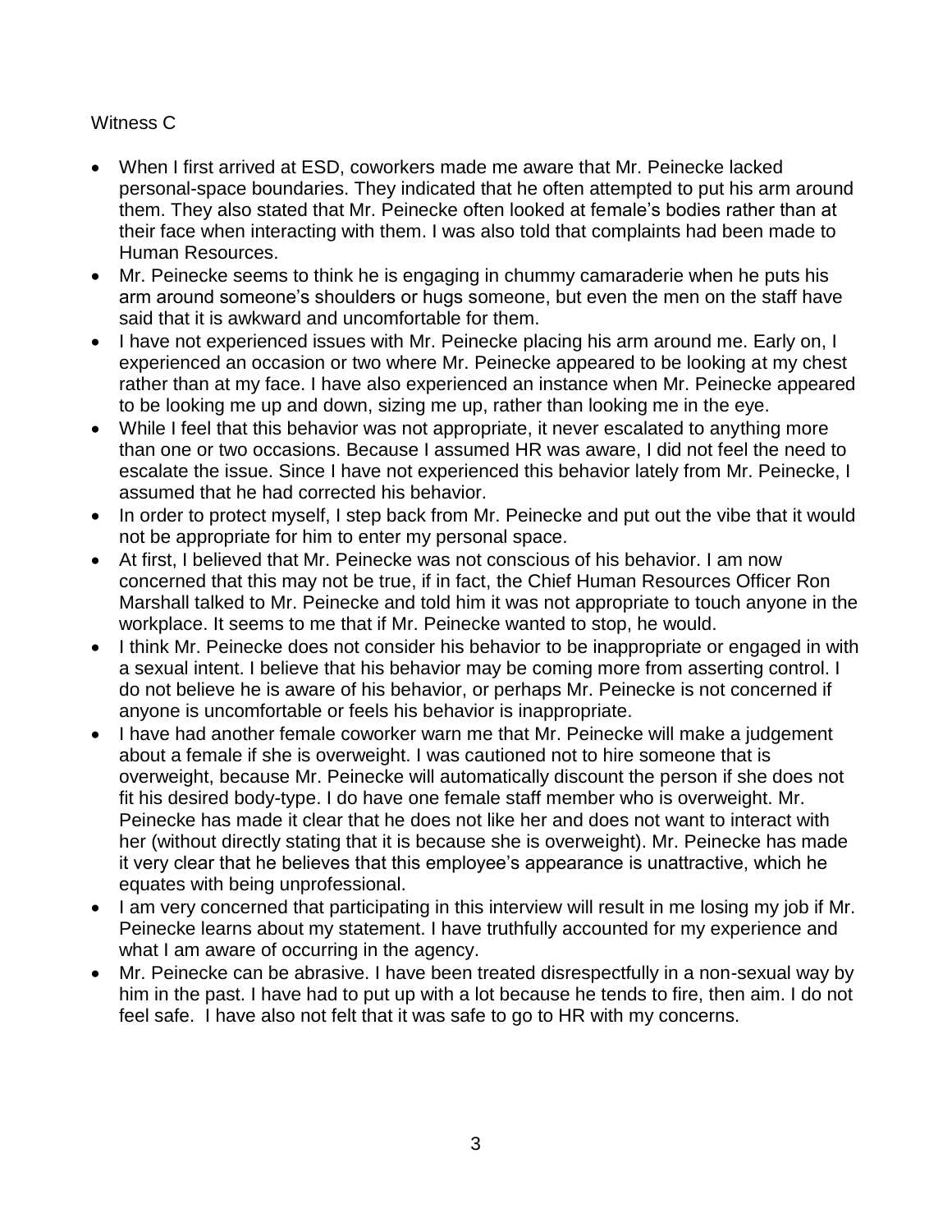Witness C

- When I first arrived at ESD, coworkers made me aware that Mr. Peinecke lacked personal-space boundaries. They indicated that he often attempted to put his arm around them. They also stated that Mr. Peinecke often looked at female's bodies rather than at their face when interacting with them. I was also told that complaints had been made to Human Resources.
- Mr. Peinecke seems to think he is engaging in chummy camaraderie when he puts his arm around someone's shoulders or hugs someone, but even the men on the staff have said that it is awkward and uncomfortable for them.
- I have not experienced issues with Mr. Peinecke placing his arm around me. Early on, I experienced an occasion or two where Mr. Peinecke appeared to be looking at my chest rather than at my face. I have also experienced an instance when Mr. Peinecke appeared to be looking me up and down, sizing me up, rather than looking me in the eye.
- While I feel that this behavior was not appropriate, it never escalated to anything more than one or two occasions. Because I assumed HR was aware, I did not feel the need to escalate the issue. Since I have not experienced this behavior lately from Mr. Peinecke, I assumed that he had corrected his behavior.
- In order to protect myself, I step back from Mr. Peinecke and put out the vibe that it would not be appropriate for him to enter my personal space.
- At first, I believed that Mr. Peinecke was not conscious of his behavior. I am now concerned that this may not be true, if in fact, the Chief Human Resources Officer Ron Marshall talked to Mr. Peinecke and told him it was not appropriate to touch anyone in the workplace. It seems to me that if Mr. Peinecke wanted to stop, he would.
- I think Mr. Peinecke does not consider his behavior to be inappropriate or engaged in with a sexual intent. I believe that his behavior may be coming more from asserting control. I do not believe he is aware of his behavior, or perhaps Mr. Peinecke is not concerned if anyone is uncomfortable or feels his behavior is inappropriate.
- I have had another female coworker warn me that Mr. Peinecke will make a judgement about a female if she is overweight. I was cautioned not to hire someone that is overweight, because Mr. Peinecke will automatically discount the person if she does not fit his desired body-type. I do have one female staff member who is overweight. Mr. Peinecke has made it clear that he does not like her and does not want to interact with her (without directly stating that it is because she is overweight). Mr. Peinecke has made it very clear that he believes that this employee's appearance is unattractive, which he equates with being unprofessional.
- I am very concerned that participating in this interview will result in me losing my job if Mr. Peinecke learns about my statement. I have truthfully accounted for my experience and what I am aware of occurring in the agency.
- Mr. Peinecke can be abrasive. I have been treated disrespectfully in a non-sexual way by him in the past. I have had to put up with a lot because he tends to fire, then aim. I do not feel safe. I have also not felt that it was safe to go to HR with my concerns.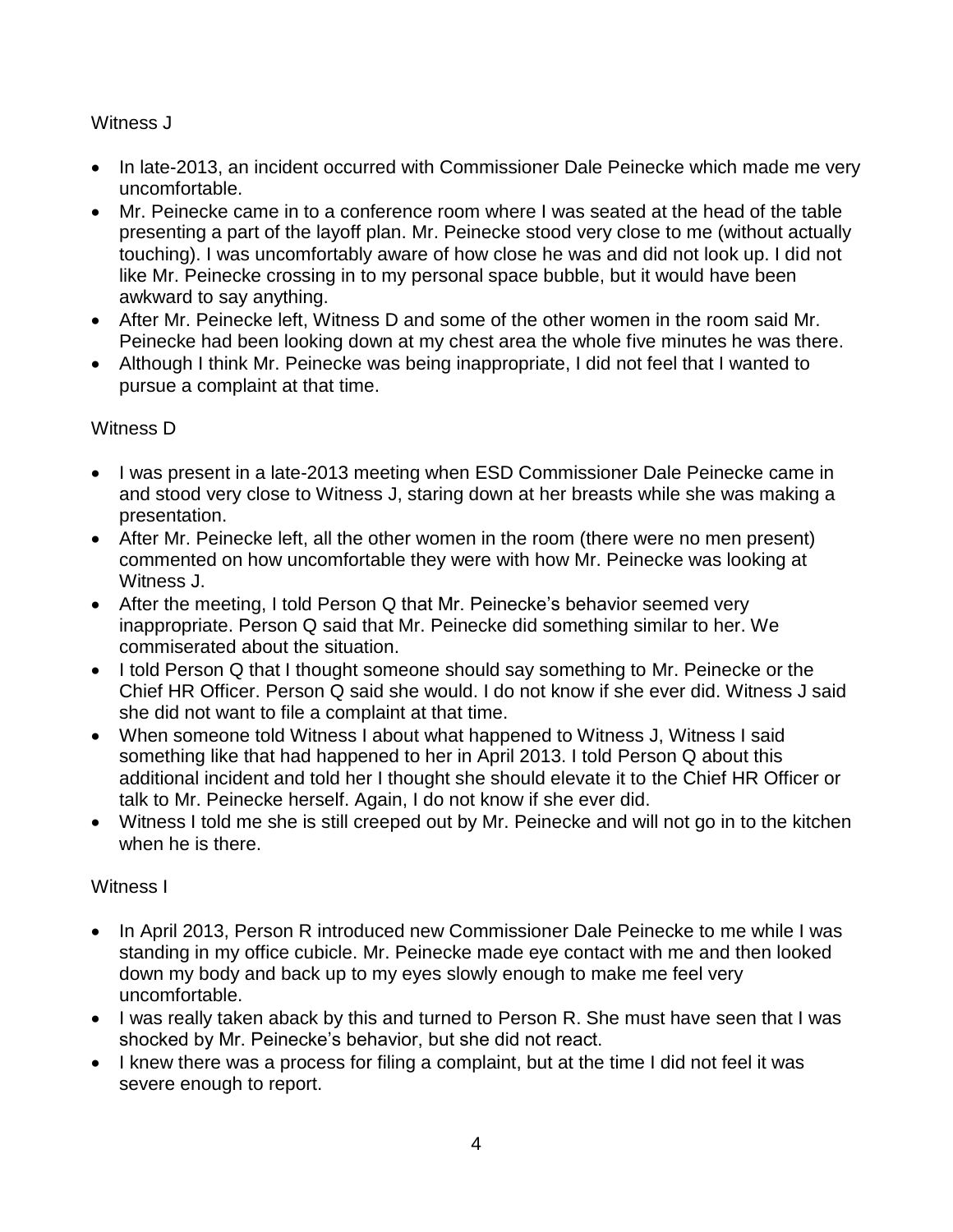Witness J

- In late-2013, an incident occurred with Commissioner Dale Peinecke which made me very uncomfortable.
- Mr. Peinecke came in to a conference room where I was seated at the head of the table presenting a part of the layoff plan. Mr. Peinecke stood very close to me (without actually touching). I was uncomfortably aware of how close he was and did not look up. I did not like Mr. Peinecke crossing in to my personal space bubble, but it would have been awkward to say anything.
- After Mr. Peinecke left, Witness D and some of the other women in the room said Mr. Peinecke had been looking down at my chest area the whole five minutes he was there.
- Although I think Mr. Peinecke was being inappropriate, I did not feel that I wanted to pursue a complaint at that time.

Witness D

- I was present in a late-2013 meeting when ESD Commissioner Dale Peinecke came in and stood very close to Witness J, staring down at her breasts while she was making a presentation.
- After Mr. Peinecke left, all the other women in the room (there were no men present) commented on how uncomfortable they were with how Mr. Peinecke was looking at Witness J.
- After the meeting, I told Person Q that Mr. Peinecke's behavior seemed very inappropriate. Person Q said that Mr. Peinecke did something similar to her. We commiserated about the situation.
- I told Person Q that I thought someone should say something to Mr. Peinecke or the Chief HR Officer. Person Q said she would. I do not know if she ever did. Witness J said she did not want to file a complaint at that time.
- When someone told Witness I about what happened to Witness J, Witness I said something like that had happened to her in April 2013. I told Person Q about this additional incident and told her I thought she should elevate it to the Chief HR Officer or talk to Mr. Peinecke herself. Again, I do not know if she ever did.
- Witness I told me she is still creeped out by Mr. Peinecke and will not go in to the kitchen when he is there.

Witness I

- In April 2013, Person R introduced new Commissioner Dale Peinecke to me while I was standing in my office cubicle. Mr. Peinecke made eye contact with me and then looked down my body and back up to my eyes slowly enough to make me feel very uncomfortable.
- I was really taken aback by this and turned to Person R. She must have seen that I was shocked by Mr. Peinecke's behavior, but she did not react.
- I knew there was a process for filing a complaint, but at the time I did not feel it was severe enough to report.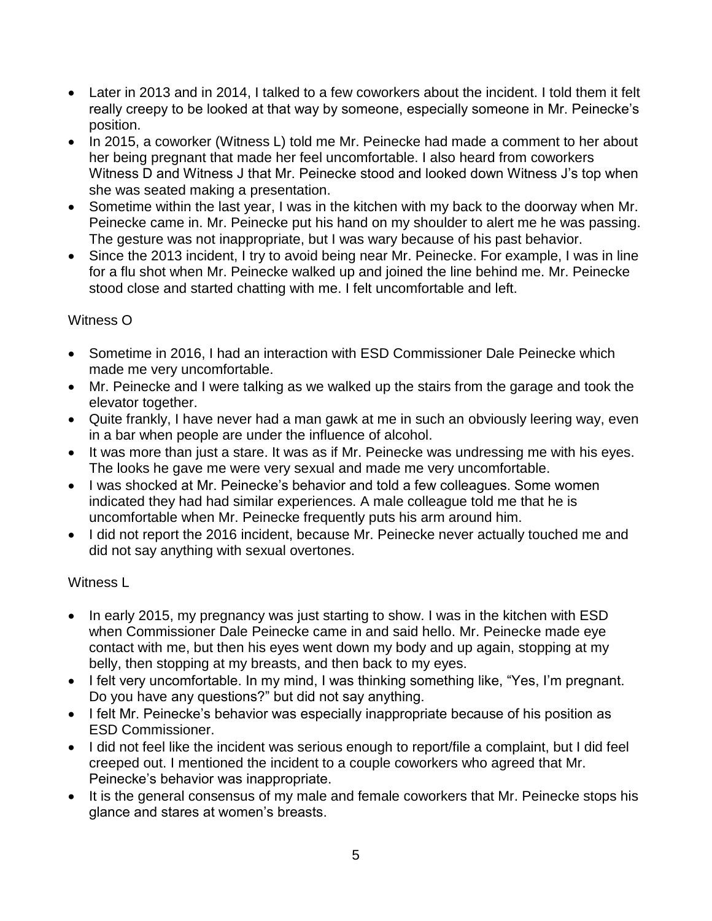- Later in 2013 and in 2014, I talked to a few coworkers about the incident. I told them it felt really creepy to be looked at that way by someone, especially someone in Mr. Peinecke's position.
- In 2015, a coworker (Witness L) told me Mr. Peinecke had made a comment to her about her being pregnant that made her feel uncomfortable. I also heard from coworkers Witness D and Witness J that Mr. Peinecke stood and looked down Witness J's top when she was seated making a presentation.
- Sometime within the last year, I was in the kitchen with my back to the doorway when Mr. Peinecke came in. Mr. Peinecke put his hand on my shoulder to alert me he was passing. The gesture was not inappropriate, but I was wary because of his past behavior.
- Since the 2013 incident, I try to avoid being near Mr. Peinecke. For example, I was in line for a flu shot when Mr. Peinecke walked up and joined the line behind me. Mr. Peinecke stood close and started chatting with me. I felt uncomfortable and left.

Witness O

- Sometime in 2016, I had an interaction with ESD Commissioner Dale Peinecke which made me very uncomfortable.
- Mr. Peinecke and I were talking as we walked up the stairs from the garage and took the elevator together.
- Quite frankly, I have never had a man gawk at me in such an obviously leering way, even in a bar when people are under the influence of alcohol.
- It was more than just a stare. It was as if Mr. Peinecke was undressing me with his eyes. The looks he gave me were very sexual and made me very uncomfortable.
- I was shocked at Mr. Peinecke's behavior and told a few colleagues. Some women indicated they had had similar experiences. A male colleague told me that he is uncomfortable when Mr. Peinecke frequently puts his arm around him.
- I did not report the 2016 incident, because Mr. Peinecke never actually touched me and did not say anything with sexual overtones.

Witness L

- In early 2015, my pregnancy was just starting to show. I was in the kitchen with ESD when Commissioner Dale Peinecke came in and said hello. Mr. Peinecke made eye contact with me, but then his eyes went down my body and up again, stopping at my belly, then stopping at my breasts, and then back to my eyes.
- I felt very uncomfortable. In my mind, I was thinking something like, "Yes, I'm pregnant. Do you have any questions?" but did not say anything.
- I felt Mr. Peinecke's behavior was especially inappropriate because of his position as ESD Commissioner.
- I did not feel like the incident was serious enough to report/file a complaint, but I did feel creeped out. I mentioned the incident to a couple coworkers who agreed that Mr. Peinecke's behavior was inappropriate.
- It is the general consensus of my male and female coworkers that Mr. Peinecke stops his glance and stares at women's breasts.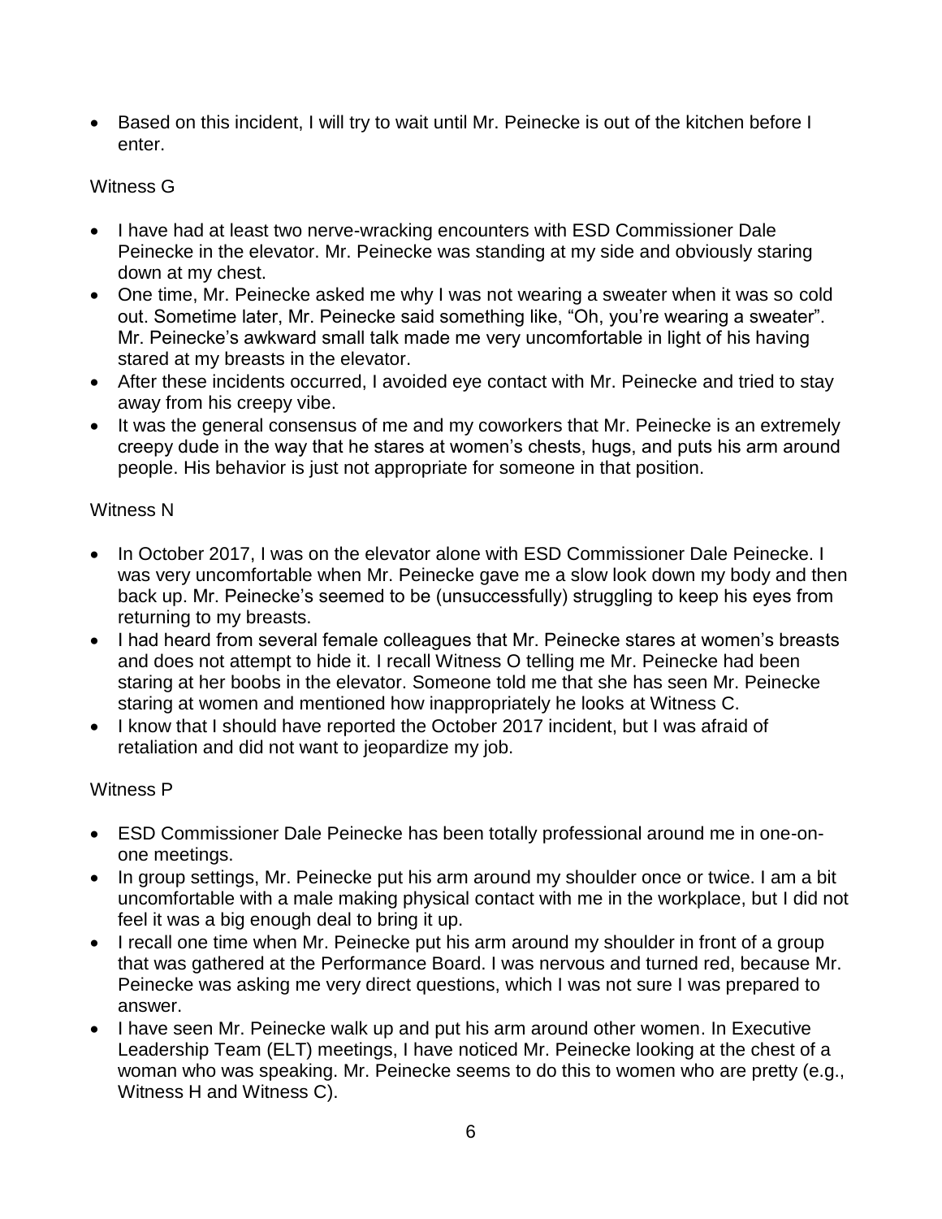- Based on this incident, I will try to wait until Mr. Peinecke is out of the kitchen before I enter.

Witness G

- I have had at least two nerve-wracking encounters with ESD Commissioner Dale Peinecke in the elevator. Mr. Peinecke was standing at my side and obviously staring down at my chest.
- One time, Mr. Peinecke asked me why I was not wearing a sweater when it was so cold out. Sometime later, Mr. Peinecke said something like, "Oh, you're wearing a sweater". Mr. Peinecke's awkward small talk made me very uncomfortable in light of his having stared at my breasts in the elevator.
- After these incidents occurred, I avoided eye contact with Mr. Peinecke and tried to stay away from his creepy vibe.
- It was the general consensus of me and my coworkers that Mr. Peinecke is an extremely creepy dude in the way that he stares at women's chests, hugs, and puts his arm around people. His behavior is just not appropriate for someone in that position.

Witness N

- In October 2017, I was on the elevator alone with ESD Commissioner Dale Peinecke. I was very uncomfortable when Mr. Peinecke gave me a slow look down my body and then back up. Mr. Peinecke's seemed to be (unsuccessfully) struggling to keep his eyes from returning to my breasts.
- I had heard from several female colleagues that Mr. Peinecke stares at women's breasts and does not attempt to hide it. I recall Witness O telling me Mr. Peinecke had been staring at her boobs in the elevator. Someone told me that she has seen Mr. Peinecke staring at women and mentioned how inappropriately he looks at Witness C.
- I know that I should have reported the October 2017 incident, but I was afraid of retaliation and did not want to jeopardize my job.

Witness P

- ESD Commissioner Dale Peinecke has been totally professional around me in one-on-one meetings.
- In group settings, Mr. Peinecke put his arm around my shoulder once or twice. I am a bit uncomfortable with a male making physical contact with me in the workplace, but I did not feel it was a big enough deal to bring it up.
- I recall one time when Mr. Peinecke put his arm around my shoulder in front of a group that was gathered at the Performance Board. I was nervous and turned red, because Mr. Peinecke was asking me very direct questions, which I was not sure I was prepared to answer.
- I have seen Mr. Peinecke walk up and put his arm around other women. In Executive Leadership Team (ELT) meetings, I have noticed Mr. Peinecke looking at the chest of a woman who was speaking. Mr. Peinecke seems to do this to women who are pretty (e.g., Witness H and Witness C).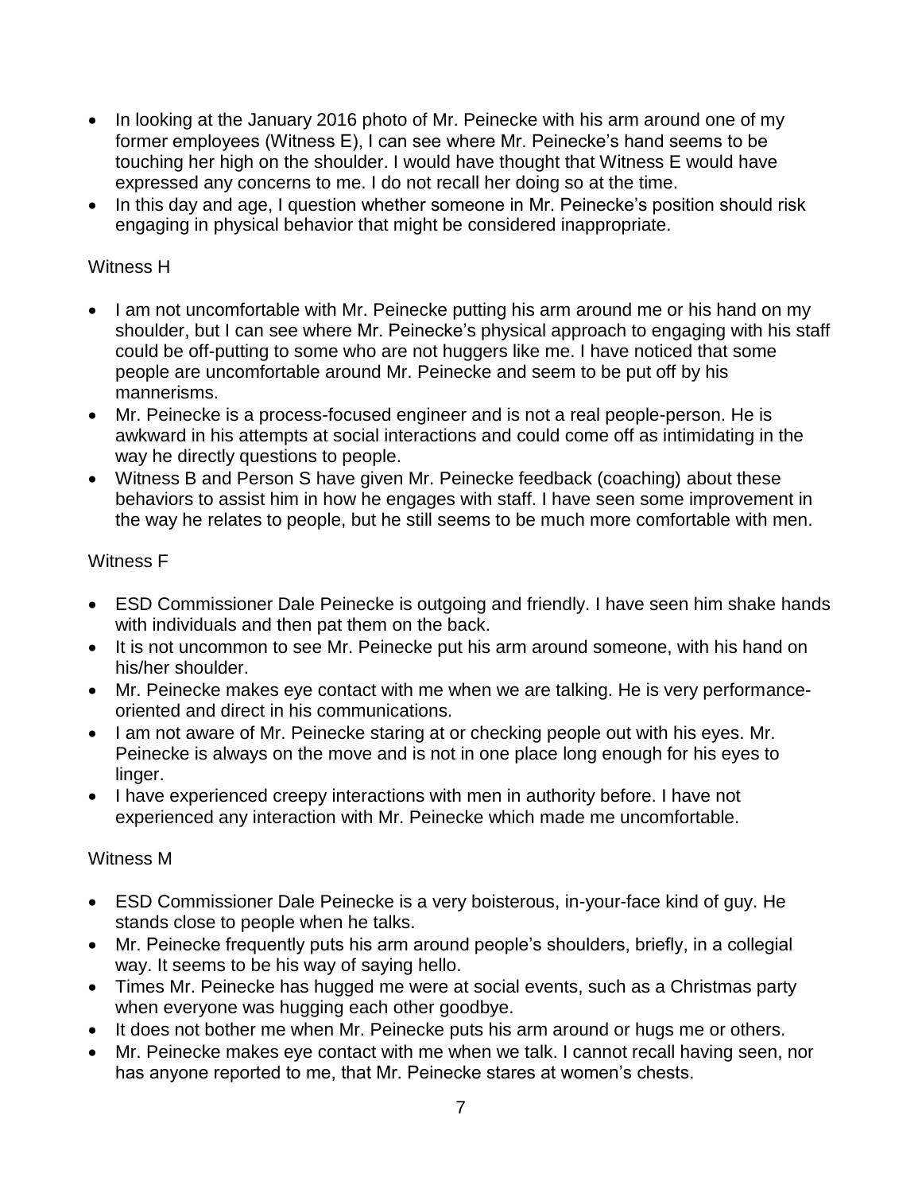- In looking at the January 2016 photo of Mr. Peinecke with his arm around one of my former employees (Witness E), I can see where Mr. Peinecke's hand seems to be touching her high on the shoulder. I would have thought that Witness E would have expressed any concerns to me. I do not recall her doing so at the time.
- In this day and age, I question whether someone in Mr. Peinecke's position should risk engaging in physical behavior that might be considered inappropriate.

Witness H

- I am not uncomfortable with Mr. Peinecke putting his arm around me or his hand on my shoulder, but I can see where Mr. Peinecke's physical approach to engaging with his staff could be off-putting to some who are not huggers like me. I have noticed that some people are uncomfortable around Mr. Peinecke and seem to be put off by his mannerisms.
- Mr. Peinecke is a process-focused engineer and is not a real people-person. He is awkward in his attempts at social interactions and could come off as intimidating in the way he directly questions to people.
- Witness B and Person S have given Mr. Peinecke feedback (coaching) about these behaviors to assist him in how he engages with staff. I have seen some improvement in the way he relates to people, but he still seems to be much more comfortable with men.

Witness F

- ESD Commissioner Dale Peinecke is outgoing and friendly. I have seen him shake hands with individuals and then pat them on the back.
- It is not uncommon to see Mr. Peinecke put his arm around someone, with his hand on his/her shoulder.
- Mr. Peinecke makes eye contact with me when we are talking. He is very performance-oriented and direct in his communications.
- I am not aware of Mr. Peinecke staring at or checking people out with his eyes. Mr. Peinecke is always on the move and is not in one place long enough for his eyes to linger.
- I have experienced creepy interactions with men in authority before. I have not experienced any interaction with Mr. Peinecke which made me uncomfortable.

Witness M

- ESD Commissioner Dale Peinecke is a very boisterous, in-your-face kind of guy. He stands close to people when he talks.
- Mr. Peinecke frequently puts his arm around people's shoulders, briefly, in a collegial way. It seems to be his way of saying hello.
- Times Mr. Peinecke has hugged me were at social events, such as a Christmas party when everyone was hugging each other goodbye.
- It does not bother me when Mr. Peinecke puts his arm around or hugs me or others.
- Mr. Peinecke makes eye contact with me when we talk. I cannot recall having seen, nor has anyone reported to me, that Mr. Peinecke stares at women's chests.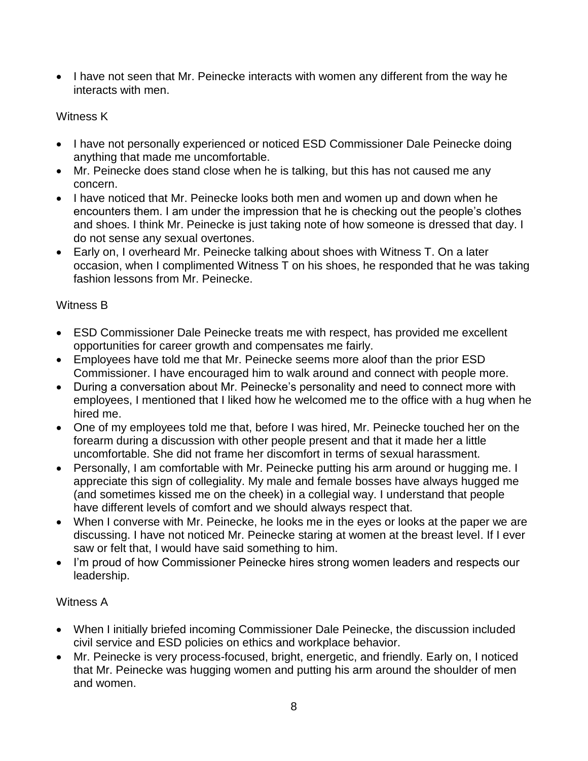- I have not seen that Mr. Peinecke interacts with women any different from the way he interacts with men.

Witness K

- I have not personally experienced or noticed ESD Commissioner Dale Peinecke doing anything that made me uncomfortable.
- Mr. Peinecke does stand close when he is talking, but this has not caused me any concern.
- I have noticed that Mr. Peinecke looks both men and women up and down when he encounters them. I am under the impression that he is checking out the people's clothes and shoes. I think Mr. Peinecke is just taking note of how someone is dressed that day. I do not sense any sexual overtones.
- Early on, I overheard Mr. Peinecke talking about shoes with Witness T. On a later occasion, when I complimented Witness T on his shoes, he responded that he was taking fashion lessons from Mr. Peinecke.

Witness B

- ESD Commissioner Dale Peinecke treats me with respect, has provided me excellent opportunities for career growth and compensates me fairly.
- Employees have told me that Mr. Peinecke seems more aloof than the prior ESD Commissioner. I have encouraged him to walk around and connect with people more.
- During a conversation about Mr. Peinecke's personality and need to connect more with employees, I mentioned that I liked how he welcomed me to the office with a hug when he hired me.
- One of my employees told me that, before I was hired, Mr. Peinecke touched her on the forearm during a discussion with other people present and that it made her a little uncomfortable. She did not frame her discomfort in terms of sexual harassment.
- Personally, I am comfortable with Mr. Peinecke putting his arm around or hugging me. I appreciate this sign of collegiality. My male and female bosses have always hugged me (and sometimes kissed me on the cheek) in a collegial way. I understand that people have different levels of comfort and we should always respect that.
- When I converse with Mr. Peinecke, he looks me in the eyes or looks at the paper we are discussing. I have not noticed Mr. Peinecke staring at women at the breast level. If I ever saw or felt that, I would have said something to him.
- I'm proud of how Commissioner Peinecke hires strong women leaders and respects our leadership.

Witness A

- When I initially briefed incoming Commissioner Dale Peinecke, the discussion included civil service and ESD policies on ethics and workplace behavior.
- Mr. Peinecke is very process-focused, bright, energetic, and friendly. Early on, I noticed that Mr. Peinecke was hugging women and putting his arm around the shoulder of men and women.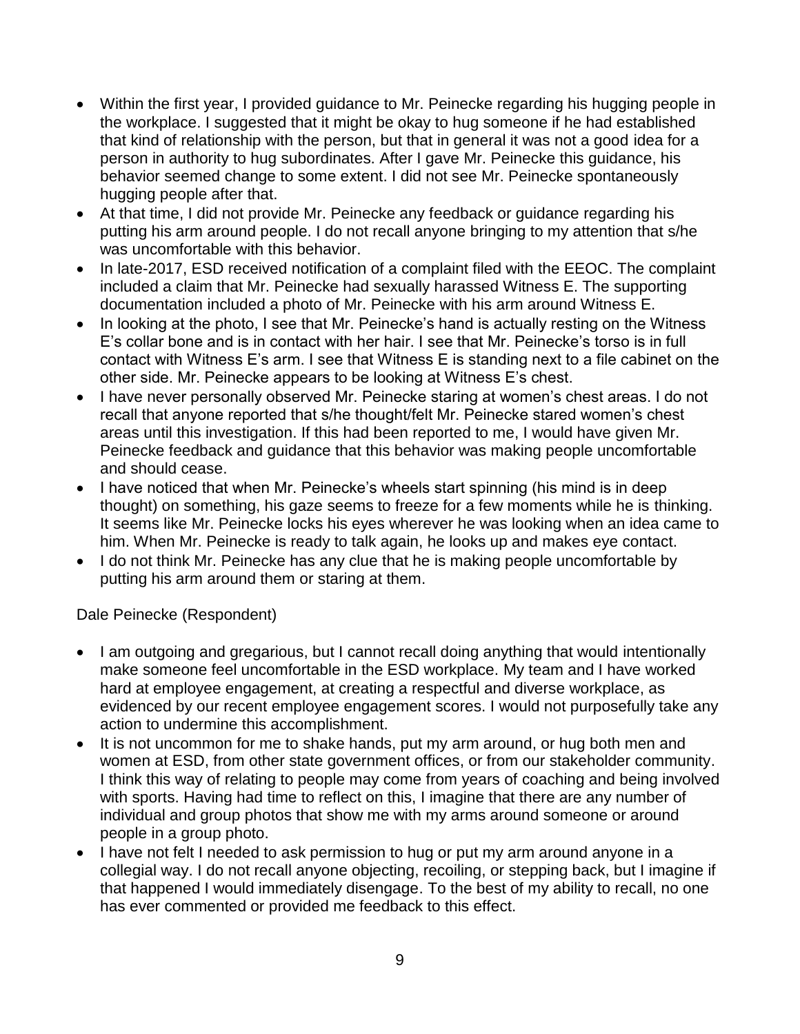- Within the first year, I provided guidance to Mr. Peinecke regarding his hugging people in the workplace. I suggested that it might be okay to hug someone if he had established that kind of relationship with the person, but that in general it was not a good idea for a person in authority to hug subordinates. After I gave Mr. Peinecke this guidance, his behavior seemed change to some extent. I did not see Mr. Peinecke spontaneously hugging people after that.
- At that time, I did not provide Mr. Peinecke any feedback or guidance regarding his putting his arm around people. I do not recall anyone bringing to my attention that s/he was uncomfortable with this behavior.
- In late-2017, ESD received notification of a complaint filed with the EEOC. The complaint included a claim that Mr. Peinecke had sexually harassed Witness E. The supporting documentation included a photo of Mr. Peinecke with his arm around Witness E.
- In looking at the photo, I see that Mr. Peinecke's hand is actually resting on the Witness E's collar bone and is in contact with her hair. I see that Mr. Peinecke's torso is in full contact with Witness E's arm. I see that Witness E is standing next to a file cabinet on the other side. Mr. Peinecke appears to be looking at Witness E's chest.
- I have never personally observed Mr. Peinecke staring at women's chest areas. I do not recall that anyone reported that s/he thought/felt Mr. Peinecke stared women's chest areas until this investigation. If this had been reported to me, I would have given Mr. Peinecke feedback and guidance that this behavior was making people uncomfortable and should cease.
- I have noticed that when Mr. Peinecke's wheels start spinning (his mind is in deep thought) on something, his gaze seems to freeze for a few moments while he is thinking. It seems like Mr. Peinecke locks his eyes wherever he was looking when an idea came to him. When Mr. Peinecke is ready to talk again, he looks up and makes eye contact.
- I do not think Mr. Peinecke has any clue that he is making people uncomfortable by putting his arm around them or staring at them.

Dale Peinecke (Respondent)

- I am outgoing and gregarious, but I cannot recall doing anything that would intentionally make someone feel uncomfortable in the ESD workplace. My team and I have worked hard at employee engagement, at creating a respectful and diverse workplace, as evidenced by our recent employee engagement scores. I would not purposefully take any action to undermine this accomplishment.
- It is not uncommon for me to shake hands, put my arm around, or hug both men and women at ESD, from other state government offices, or from our stakeholder community. I think this way of relating to people may come from years of coaching and being involved with sports. Having had time to reflect on this, I imagine that there are any number of individual and group photos that show me with my arms around someone or around people in a group photo.
- I have not felt I needed to ask permission to hug or put my arm around anyone in a collegial way. I do not recall anyone objecting, recoiling, or stepping back, but I imagine if that happened I would immediately disengage. To the best of my ability to recall, no one has ever commented or provided me feedback to this effect.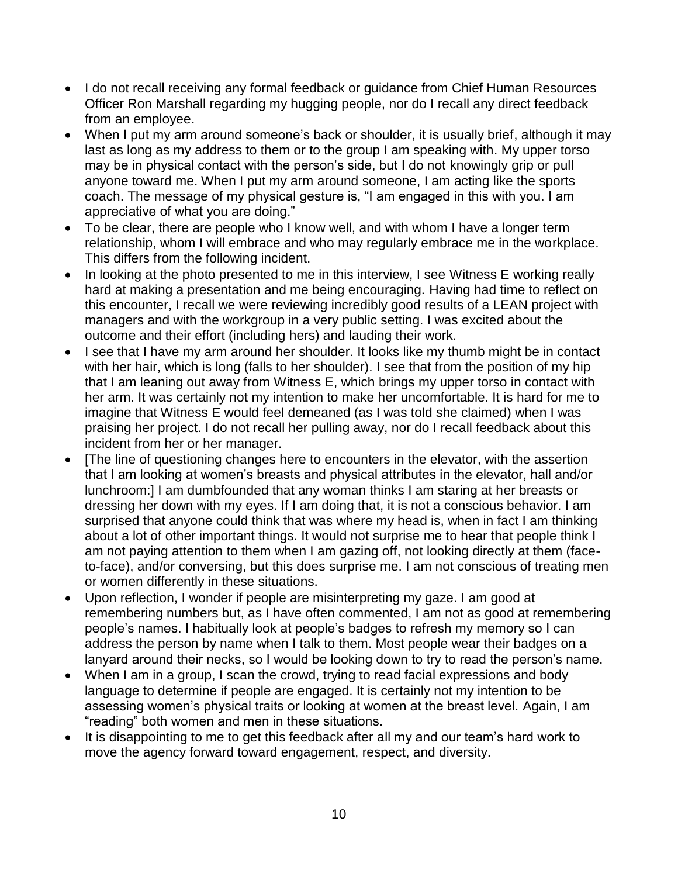- I do not recall receiving any formal feedback or guidance from Chief Human Resources Officer Ron Marshall regarding my hugging people, nor do I recall any direct feedback from an employee.
- When I put my arm around someone's back or shoulder, it is usually brief, although it may last as long as my address to them or to the group I am speaking with. My upper torso may be in physical contact with the person's side, but I do not knowingly grip or pull anyone toward me. When I put my arm around someone, I am acting like the sports coach. The message of my physical gesture is, "I am engaged in this with you. I am appreciative of what you are doing."
- To be clear, there are people who I know well, and with whom I have a longer term relationship, whom I will embrace and who may regularly embrace me in the workplace. This differs from the following incident.
- In looking at the photo presented to me in this interview, I see Witness E working really hard at making a presentation and me being encouraging. Having had time to reflect on this encounter, I recall we were reviewing incredibly good results of a LEAN project with managers and with the workgroup in a very public setting. I was excited about the outcome and their effort (including hers) and lauding their work.
- I see that I have my arm around her shoulder. It looks like my thumb might be in contact with her hair, which is long (falls to her shoulder). I see that from the position of my hip that I am leaning out away from Witness E, which brings my upper torso in contact with her arm. It was certainly not my intention to make her uncomfortable. It is hard for me to imagine that Witness E would feel demeaned (as I was told she claimed) when I was praising her project. I do not recall her pulling away, nor do I recall feedback about this incident from her or her manager.
- [The line of questioning changes here to encounters in the elevator, with the assertion that I am looking at women's breasts and physical attributes in the elevator, hall and/or lunchroom:] I am dumbfounded that any woman thinks I am staring at her breasts or dressing her down with my eyes. If I am doing that, it is not a conscious behavior. I am surprised that anyone could think that was where my head is, when in fact I am thinking about a lot of other important things. It would not surprise me to hear that people think I am not paying attention to them when I am gazing off, not looking directly at them (face-to-face), and/or conversing, but this does surprise me. I am not conscious of treating men or women differently in these situations.
- Upon reflection, I wonder if people are misinterpreting my gaze. I am good at remembering numbers but, as I have often commented, I am not as good at remembering people's names. I habitually look at people's badges to refresh my memory so I can address the person by name when I talk to them. Most people wear their badges on a lanyard around their necks, so I would be looking down to try to read the person's name.
- When I am in a group, I scan the crowd, trying to read facial expressions and body language to determine if people are engaged. It is certainly not my intention to be assessing women's physical traits or looking at women at the breast level. Again, I am "reading" both women and men in these situations.
- It is disappointing to me to get this feedback after all my and our team's hard work to move the agency forward toward engagement, respect, and diversity.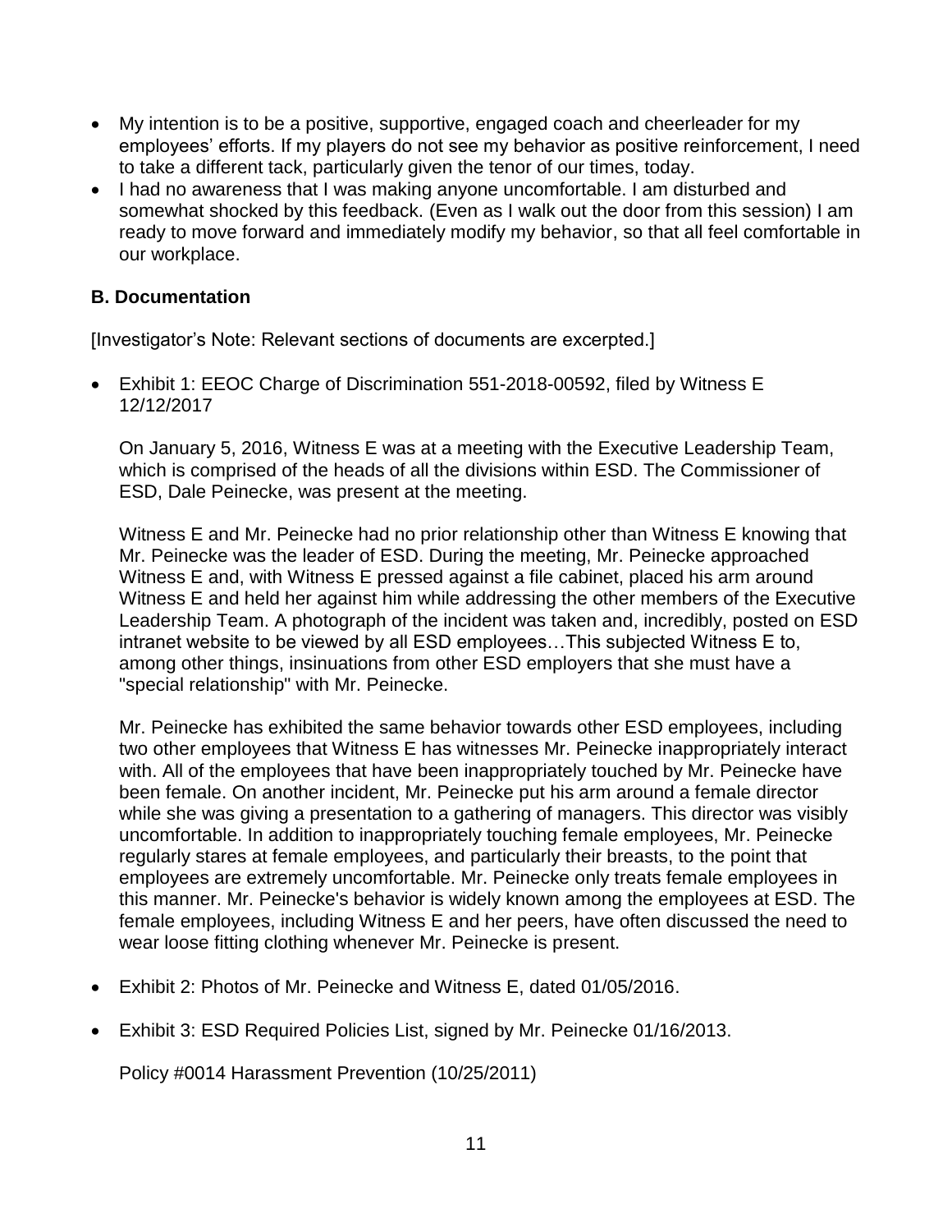- My intention is to be a positive, supportive, engaged coach and cheerleader for my employees' efforts. If my players do not see my behavior as positive reinforcement, I need to take a different tack, particularly given the tenor of our times, today.
- I had no awareness that I was making anyone uncomfortable. I am disturbed and somewhat shocked by this feedback. (Even as I walk out the door from this session) I am ready to move forward and immediately modify my behavior, so that all feel comfortable in our workplace.

### B. Documentation

[Investigator's Note: Relevant sections of documents are excerpted.]

- Exhibit 1: EEOC Charge of Discrimination 551-2018-00592, filed by Witness E 12/12/2017

  On January 5, 2016, Witness E was at a meeting with the Executive Leadership Team, which is comprised of the heads of all the divisions within ESD. The Commissioner of ESD, Dale Peinecke, was present at the meeting.

  Witness E and Mr. Peinecke had no prior relationship other than Witness E knowing that Mr. Peinecke was the leader of ESD. During the meeting, Mr. Peinecke approached Witness E and, with Witness E pressed against a file cabinet, placed his arm around Witness E and held her against him while addressing the other members of the Executive Leadership Team. A photograph of the incident was taken and, incredibly, posted on ESD intranet website to be viewed by all ESD employees…This subjected Witness E to, among other things, insinuations from other ESD employers that she must have a "special relationship" with Mr. Peinecke.

  Mr. Peinecke has exhibited the same behavior towards other ESD employees, including two other employees that Witness E has witnesses Mr. Peinecke inappropriately interact with. All of the employees that have been inappropriately touched by Mr. Peinecke have been female. On another incident, Mr. Peinecke put his arm around a female director while she was giving a presentation to a gathering of managers. This director was visibly uncomfortable. In addition to inappropriately touching female employees, Mr. Peinecke regularly stares at female employees, and particularly their breasts, to the point that employees are extremely uncomfortable. Mr. Peinecke only treats female employees in this manner. Mr. Peinecke's behavior is widely known among the employees at ESD. The female employees, including Witness E and her peers, have often discussed the need to wear loose fitting clothing whenever Mr. Peinecke is present.

- Exhibit 2: Photos of Mr. Peinecke and Witness E, dated 01/05/2016.

- Exhibit 3: ESD Required Policies List, signed by Mr. Peinecke 01/16/2013.

  Policy #0014 Harassment Prevention (10/25/2011)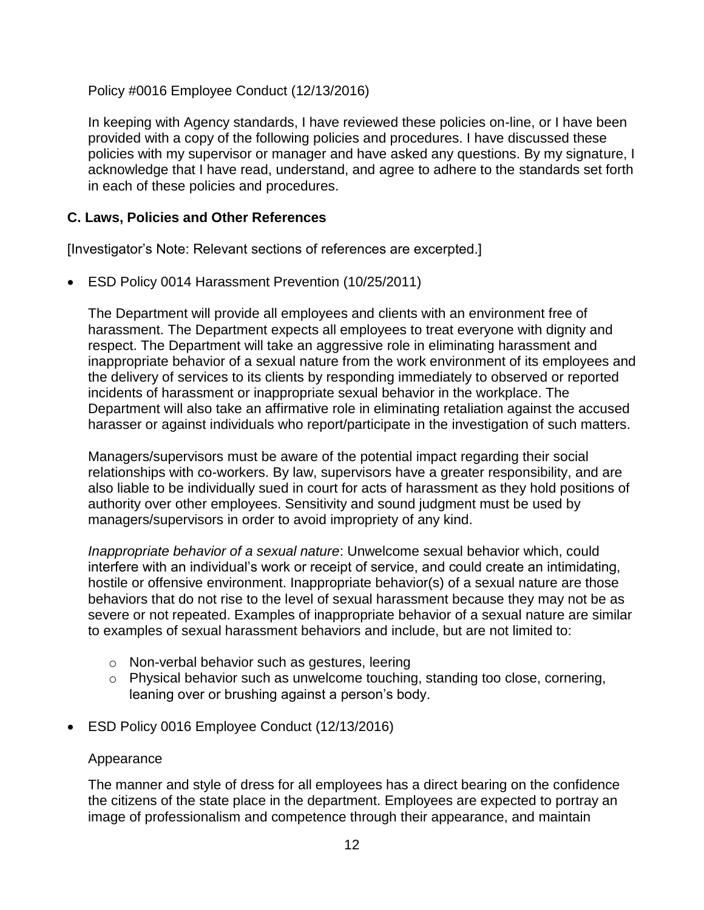Policy #0016 Employee Conduct (12/13/2016)

In keeping with Agency standards, I have reviewed these policies on-line, or I have been provided with a copy of the following policies and procedures. I have discussed these policies with my supervisor or manager and have asked any questions. By my signature, I acknowledge that I have read, understand, and agree to adhere to the standards set forth in each of these policies and procedures.

### C. Laws, Policies and Other References

[Investigator's Note: Relevant sections of references are excerpted.]

- ESD Policy 0014 Harassment Prevention (10/25/2011)

  The Department will provide all employees and clients with an environment free of harassment. The Department expects all employees to treat everyone with dignity and respect. The Department will take an aggressive role in eliminating harassment and inappropriate behavior of a sexual nature from the work environment of its employees and the delivery of services to its clients by responding immediately to observed or reported incidents of harassment or inappropriate sexual behavior in the workplace. The Department will also take an affirmative role in eliminating retaliation against the accused harasser or against individuals who report/participate in the investigation of such matters.

  Managers/supervisors must be aware of the potential impact regarding their social relationships with co-workers. By law, supervisors have a greater responsibility, and are also liable to be individually sued in court for acts of harassment as they hold positions of authority over other employees. Sensitivity and sound judgment must be used by managers/supervisors in order to avoid impropriety of any kind.

  *Inappropriate behavior of a sexual nature*: Unwelcome sexual behavior which, could interfere with an individual's work or receipt of service, and could create an intimidating, hostile or offensive environment. Inappropriate behavior(s) of a sexual nature are those behaviors that do not rise to the level of sexual harassment because they may not be as severe or not repeated. Examples of inappropriate behavior of a sexual nature are similar to examples of sexual harassment behaviors and include, but are not limited to:

  - Non-verbal behavior such as gestures, leering
  - Physical behavior such as unwelcome touching, standing too close, cornering, leaning over or brushing against a person's body.

- ESD Policy 0016 Employee Conduct (12/13/2016)

  Appearance

  The manner and style of dress for all employees has a direct bearing on the confidence the citizens of the state place in the department. Employees are expected to portray an image of professionalism and competence through their appearance, and maintain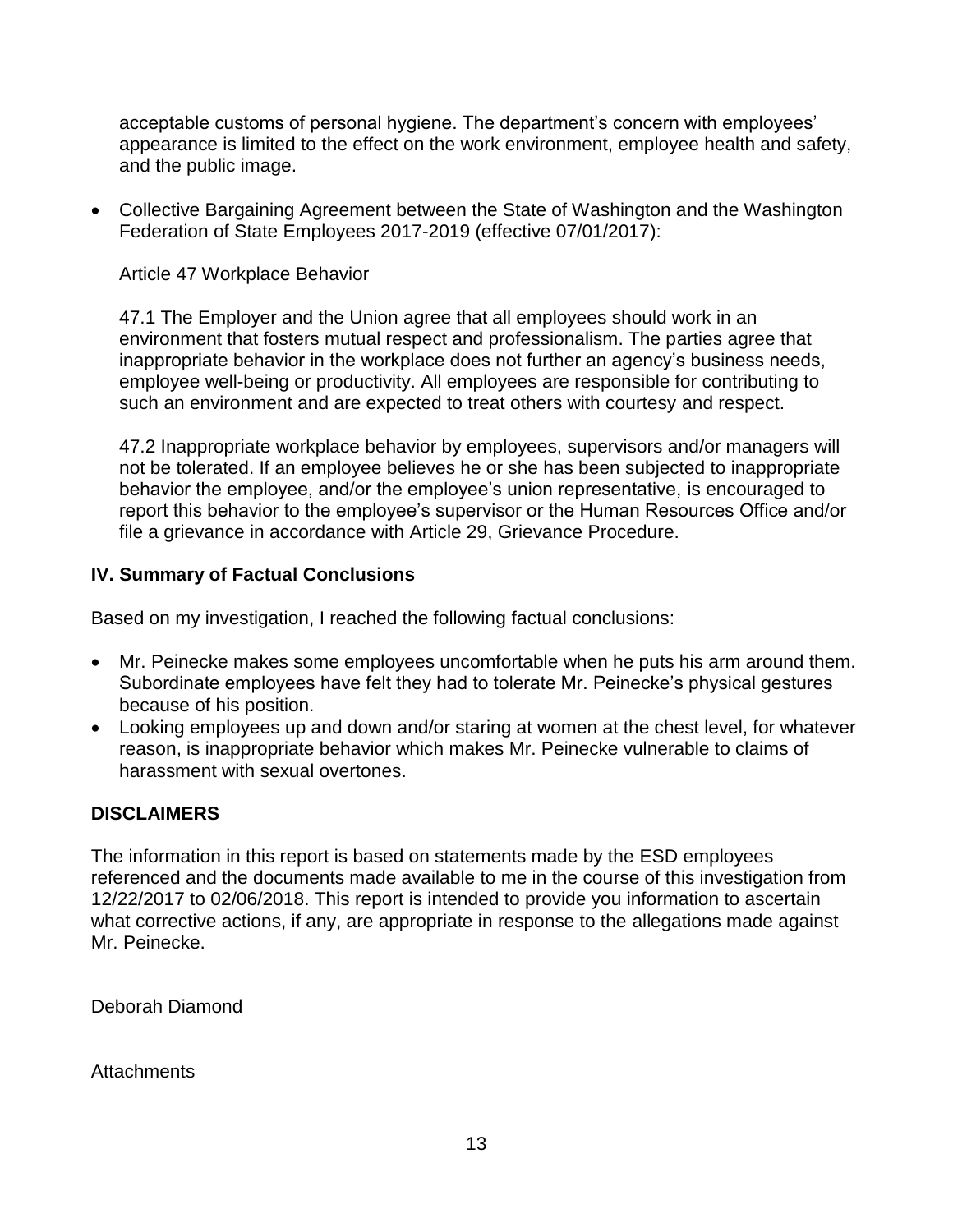acceptable customs of personal hygiene. The department's concern with employees' appearance is limited to the effect on the work environment, employee health and safety, and the public image.

- Collective Bargaining Agreement between the State of Washington and the Washington Federation of State Employees 2017-2019 (effective 07/01/2017):

  Article 47 Workplace Behavior

  47.1 The Employer and the Union agree that all employees should work in an environment that fosters mutual respect and professionalism. The parties agree that inappropriate behavior in the workplace does not further an agency's business needs, employee well-being or productivity. All employees are responsible for contributing to such an environment and are expected to treat others with courtesy and respect.

  47.2 Inappropriate workplace behavior by employees, supervisors and/or managers will not be tolerated. If an employee believes he or she has been subjected to inappropriate behavior the employee, and/or the employee's union representative, is encouraged to report this behavior to the employee's supervisor or the Human Resources Office and/or file a grievance in accordance with Article 29, Grievance Procedure.

## IV. Summary of Factual Conclusions

Based on my investigation, I reached the following factual conclusions:

- Mr. Peinecke makes some employees uncomfortable when he puts his arm around them. Subordinate employees have felt they had to tolerate Mr. Peinecke's physical gestures because of his position.
- Looking employees up and down and/or staring at women at the chest level, for whatever reason, is inappropriate behavior which makes Mr. Peinecke vulnerable to claims of harassment with sexual overtones.

## DISCLAIMERS

The information in this report is based on statements made by the ESD employees referenced and the documents made available to me in the course of this investigation from 12/22/2017 to 02/06/2018. This report is intended to provide you information to ascertain what corrective actions, if any, are appropriate in response to the allegations made against Mr. Peinecke.

Deborah Diamond

Attachments